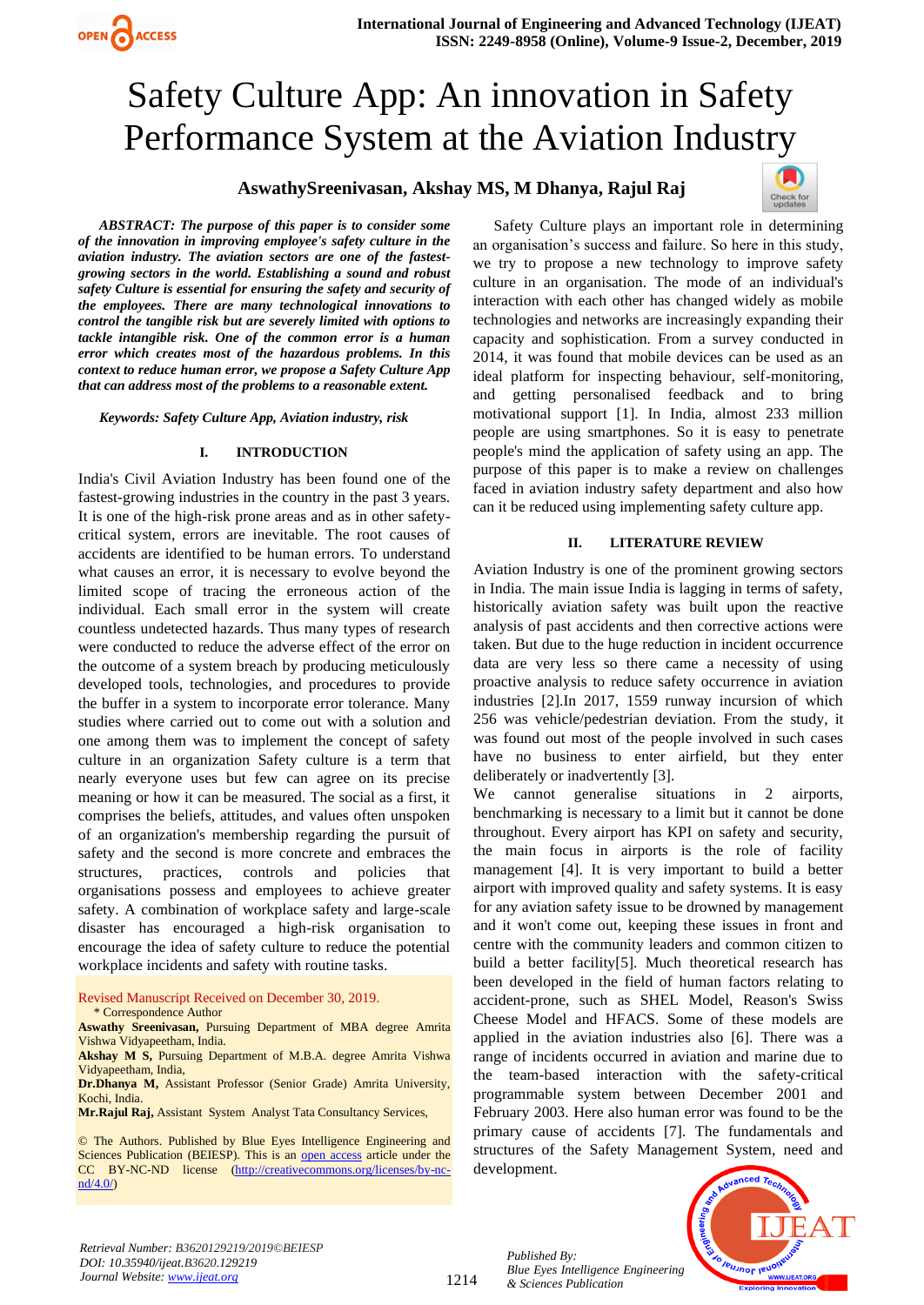# Safety Culture App: An innovation in Safety Performance System at the Aviation Industry

**AswathySreenivasan, Akshay MS, M Dhanya, Rajul Raj**

***ABSTRACT: The purpose of this paper is to consider some of the innovation in improving employee's safety culture in the aviation industry. The aviation sectors are one of the fastest-growing sectors in the world. Establishing a sound and robust safety Culture is essential for ensuring the safety and security of the employees. There are many technological innovations to control the tangible risk but are severely limited with options to tackle intangible risk. One of the common error is a human error which creates most of the hazardous problems. In this context to reduce human error, we propose a Safety Culture App that can address most of the problems to a reasonable extent.***

***Keywords: Safety Culture App, Aviation industry, risk***

## I. INTRODUCTION

India's Civil Aviation Industry has been found one of the fastest-growing industries in the country in the past 3 years. It is one of the high-risk prone areas and as in other safety-critical system, errors are inevitable. The root causes of accidents are identified to be human errors. To understand what causes an error, it is necessary to evolve beyond the limited scope of tracing the erroneous action of the individual. Each small error in the system will create countless undetected hazards. Thus many types of research were conducted to reduce the adverse effect of the error on the outcome of a system breach by producing meticulously developed tools, technologies, and procedures to provide the buffer in a system to incorporate error tolerance. Many studies where carried out to come out with a solution and one among them was to implement the concept of safety culture in an organization Safety culture is a term that nearly everyone uses but few can agree on its precise meaning or how it can be measured. The social as a first, it comprises the beliefs, attitudes, and values often unspoken of an organization's membership regarding the pursuit of safety and the second is more concrete and embraces the structures, practices, controls and policies that organisations possess and employees to achieve greater safety. A combination of workplace safety and large-scale disaster has encouraged a high-risk organisation to encourage the idea of safety culture to reduce the potential workplace incidents and safety with routine tasks.

Revised Manuscript Received on December 30, 2019.

\* Correspondence Author

**Aswathy Sreenivasan,** Pursuing Department of MBA degree Amrita Vishwa Vidyapeetham, India.

**Akshay M S,** Pursuing Department of M.B.A. degree Amrita Vishwa Vidyapeetham, India,

**Dr.Dhanya M,** Assistant Professor (Senior Grade) Amrita University, Kochi, India.

**Mr.Rajul Raj,** Assistant System Analyst Tata Consultancy Services,

© The Authors. Published by Blue Eyes Intelligence Engineering and Sciences Publication (BEIESP). This is an open access article under the CC BY-NC-ND license (http://creativecommons.org/licenses/by-nc-nd/4.0/)

Safety Culture plays an important role in determining an organisation's success and failure. So here in this study, we try to propose a new technology to improve safety culture in an organisation. The mode of an individual's interaction with each other has changed widely as mobile technologies and networks are increasingly expanding their capacity and sophistication. From a survey conducted in 2014, it was found that mobile devices can be used as an ideal platform for inspecting behaviour, self-monitoring, and getting personalised feedback and to bring motivational support [1]. In India, almost 233 million people are using smartphones. So it is easy to penetrate people's mind the application of safety using an app. The purpose of this paper is to make a review on challenges faced in aviation industry safety department and also how can it be reduced using implementing safety culture app.

## II. LITERATURE REVIEW

Aviation Industry is one of the prominent growing sectors in India. The main issue India is lagging in terms of safety, historically aviation safety was built upon the reactive analysis of past accidents and then corrective actions were taken. But due to the huge reduction in incident occurrence data are very less so there came a necessity of using proactive analysis to reduce safety occurrence in aviation industries [2].In 2017, 1559 runway incursion of which 256 was vehicle/pedestrian deviation. From the study, it was found out most of the people involved in such cases have no business to enter airfield, but they enter deliberately or inadvertently [3].

We cannot generalise situations in 2 airports, benchmarking is necessary to a limit but it cannot be done throughout. Every airport has KPI on safety and security, the main focus in airports is the role of facility management [4]. It is very important to build a better airport with improved quality and safety systems. It is easy for any aviation safety issue to be drowned by management and it won't come out, keeping these issues in front and centre with the community leaders and common citizen to build a better facility[5]. Much theoretical research has been developed in the field of human factors relating to accident-prone, such as SHEL Model, Reason's Swiss Cheese Model and HFACS. Some of these models are applied in the aviation industries also [6]. There was a range of incidents occurred in aviation and marine due to the team-based interaction with the safety-critical programmable system between December 2001 and February 2003. Here also human error was found to be the primary cause of accidents [7]. The fundamentals and structures of the Safety Management System, need and development.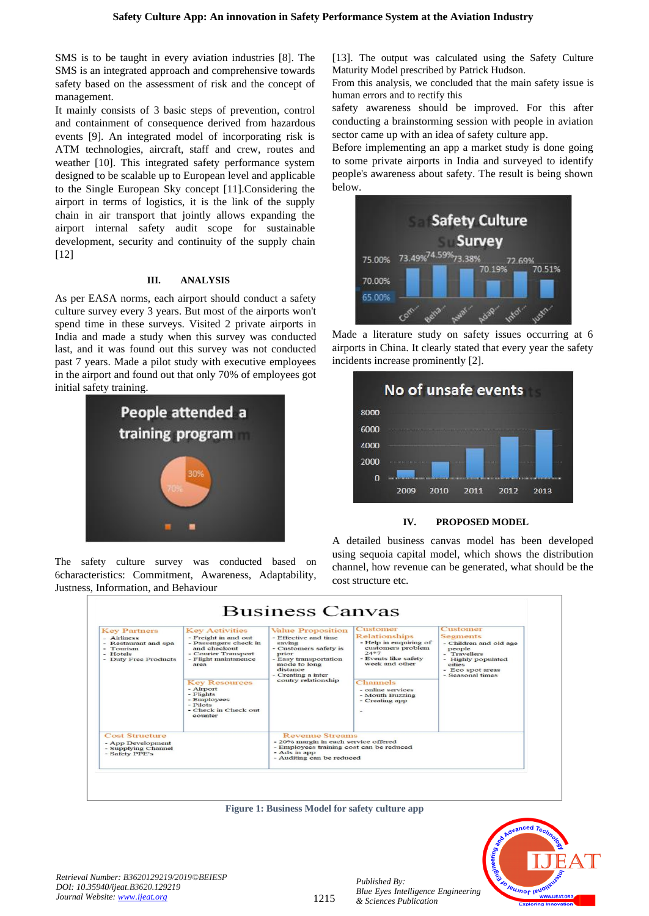SMS is to be taught in every aviation industries [8]. The SMS is an integrated approach and comprehensive towards safety based on the assessment of risk and the concept of management.

It mainly consists of 3 basic steps of prevention, control and containment of consequence derived from hazardous events [9]. An integrated model of incorporating risk is ATM technologies, aircraft, staff and crew, routes and weather [10]. This integrated safety performance system designed to be scalable up to European level and applicable to the Single European Sky concept [11].Considering the airport in terms of logistics, it is the link of the supply chain in air transport that jointly allows expanding the airport internal safety audit scope for sustainable development, security and continuity of the supply chain [12]

## III. ANALYSIS

As per EASA norms, each airport should conduct a safety culture survey every 3 years. But most of the airports won't spend time in these surveys. Visited 2 private airports in India and made a study when this survey was conducted last, and it was found out this survey was not conducted past 7 years. Made a pilot study with executive employees in the airport and found out that only 70% of employees got initial safety training.

People attended a training program

30%
70%

The safety culture survey was conducted based on 6characteristics: Commitment, Awareness, Adaptability, Justness, Information, and Behaviour [13]. The output was calculated using the Safety Culture Maturity Model prescribed by Patrick Hudson.

From this analysis, we concluded that the main safety issue is human errors and to rectify this safety awareness should be improved. For this after conducting a brainstorming session with people in aviation sector came up with an idea of safety culture app.

Before implementing an app a market study is done going to some private airports in India and surveyed to identify people's awareness about safety. The result is being shown below.

Safety Culture Survey

| Com... | Beha... | Awar... | Adap... | Infor... | Justn... |
|---|---|---|---|---|---|
| 73.49% | 74.59% | 73.38% | 70.19% | 72.69% | 70.51% |

Made a literature study on safety issues occurring at 6 airports in China. It clearly stated that every year the safety incidents increase prominently [2].

No of unsafe events

(Bar chart, y-axis 0–8000; years 2009, 2010, 2011, 2012, 2013)

## IV. PROPOSED MODEL

A detailed business canvas model has been developed using sequoia capital model, which shows the distribution channel, how revenue can be generated, what should be the cost structure etc.

**Business Canvas**

| Key Partners | Key Activities | Value Proposition | Customer Relationships | Customer Segments |
|---|---|---|---|---|
| - Airliness<br>- Restaurant and spa<br>- Tourism<br>- Hotels<br>- Duty Free Products | - Freight in and out<br>- Passengers check in and checkout<br>- Courier Transport<br>- Flight maintenance area | - Effective and time saving<br>- Customers safety is prior<br>- Easy transportation mode to long distance<br>- Creating a inter coutry relationship | - Help in enquiring of customers problem 24*7<br>- Events like safety week and other | - Children and old age people<br>- Travellers<br>- Highly populated cities<br>- Eco spot areas<br>- Seasonal times |
| | **Key Resources**<br>- Airport<br>- Flights<br>- Employees<br>- Pilots<br>- Check in Check out counter | | **Channels**<br>- online services<br>- Mouth Buzzing<br>- Creating app<br>- | |
| **Cost Structure**<br>- App Development<br>- Supplying Channel<br>- Safety PPE's | | **Revenue Streams**<br>- 20% margin in each service offered<br>- Employees training cost can be reduced<br>- Ads in app<br>- Auditing can be reduced | | |

**Figure 1: Business Model for safety culture app**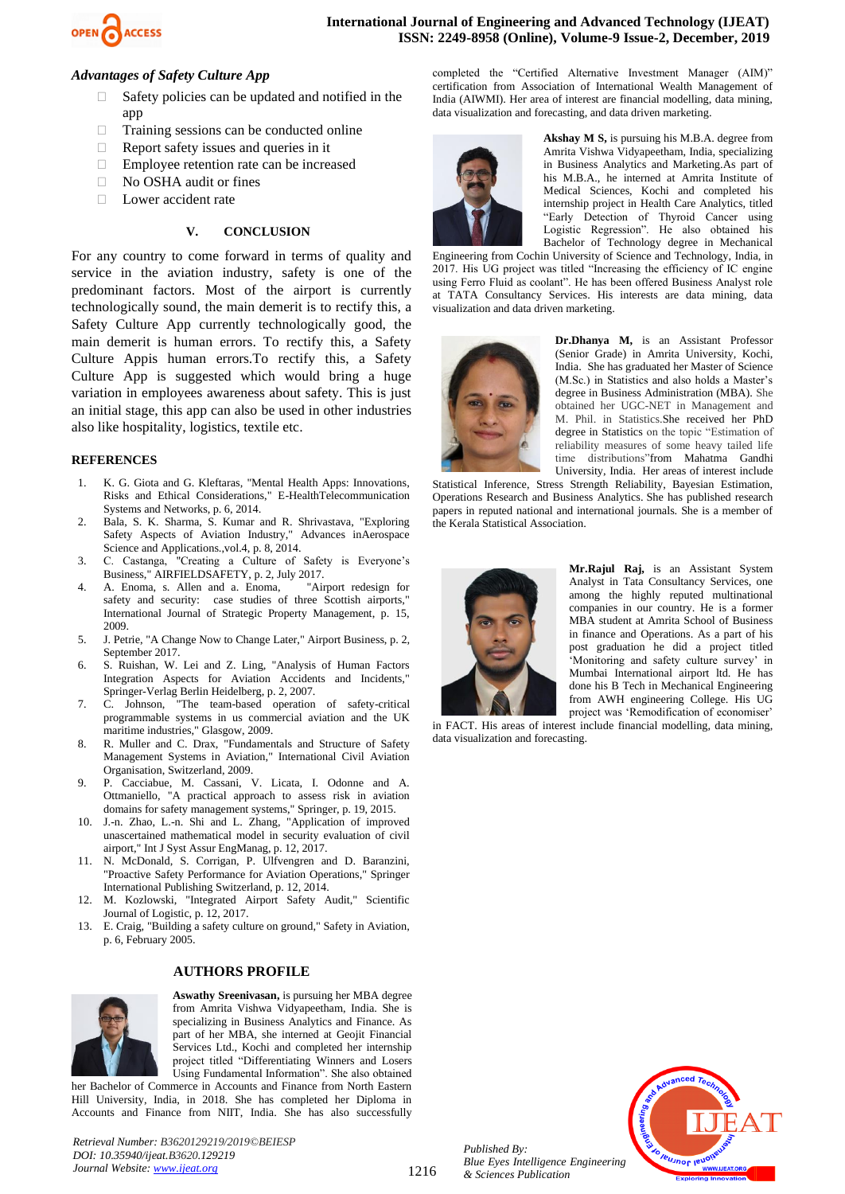*Advantages of Safety Culture App*

- Safety policies can be updated and notified in the app
- Training sessions can be conducted online
- Report safety issues and queries in it
- Employee retention rate can be increased
- No OSHA audit or fines
- Lower accident rate

## V. CONCLUSION

For any country to come forward in terms of quality and service in the aviation industry, safety is one of the predominant factors. Most of the airport is currently technologically sound, the main demerit is to rectify this, a Safety Culture App currently technologically good, the main demerit is human errors. To rectify this, a Safety Culture Appis human errors.To rectify this, a Safety Culture App is suggested which would bring a huge variation in employees awareness about safety. This is just an initial stage, this app can also be used in other industries also like hospitality, logistics, textile etc.

## REFERENCES

1. K. G. Giota and G. Kleftaras, "Mental Health Apps: Innovations, Risks and Ethical Considerations," E-HealthTelecommunication Systems and Networks, p. 6, 2014.
2. Bala, S. K. Sharma, S. Kumar and R. Shrivastava, "Exploring Safety Aspects of Aviation Industry," Advances inAerospace Science and Applications.,vol.4, p. 8, 2014.
3. C. Castanga, "Creating a Culture of Safety is Everyone's Business," AIRFIELDSAFETY, p. 2, July 2017.
4. A. Enoma, s. Allen and a. Enoma, "Airport redesign for safety and security: case studies of three Scottish airports," International Journal of Strategic Property Management, p. 15, 2009.
5. J. Petrie, "A Change Now to Change Later," Airport Business, p. 2, September 2017.
6. S. Ruishan, W. Lei and Z. Ling, "Analysis of Human Factors Integration Aspects for Aviation Accidents and Incidents," Springer-Verlag Berlin Heidelberg, p. 2, 2007.
7. C. Johnson, "The team-based operation of safety-critical programmable systems in us commercial aviation and the UK maritime industries," Glasgow, 2009.
8. R. Muller and C. Drax, "Fundamentals and Structure of Safety Management Systems in Aviation," International Civil Aviation Organisation, Switzerland, 2009.
9. P. Cacciabue, M. Cassani, V. Licata, I. Odonne and A. Ottmaniello, "A practical approach to assess risk in aviation domains for safety management systems," Springer, p. 19, 2015.
10. J.-n. Zhao, L.-n. Shi and L. Zhang, "Application of improved unascertained mathematical model in security evaluation of civil airport," Int J Syst Assur EngManag, p. 12, 2017.
11. N. McDonald, S. Corrigan, P. Ulfvengren and D. Baranzini, "Proactive Safety Performance for Aviation Operations," Springer International Publishing Switzerland, p. 12, 2014.
12. M. Kozlowski, "Integrated Airport Safety Audit," Scientific Journal of Logistic, p. 12, 2017.
13. E. Craig, "Building a safety culture on ground," Safety in Aviation, p. 6, February 2005.

## AUTHORS PROFILE

**Aswathy Sreenivasan,** is pursuing her MBA degree from Amrita Vishwa Vidyapeetham, India. She is specializing in Business Analytics and Finance. As part of her MBA, she interned at Geojit Financial Services Ltd., Kochi and completed her internship project titled "Differentiating Winners and Losers Using Fundamental Information". She also obtained her Bachelor of Commerce in Accounts and Finance from North Eastern Hill University, India, in 2018. She has completed her Diploma in Accounts and Finance from NIIT, India. She has also successfully completed the "Certified Alternative Investment Manager (AIM)" certification from Association of International Wealth Management of India (AIWMI). Her area of interest are financial modelling, data mining, data visualization and forecasting, and data driven marketing.

**Akshay M S,** is pursuing his M.B.A. degree from Amrita Vishwa Vidyapeetham, India, specializing in Business Analytics and Marketing.As part of his M.B.A., he interned at Amrita Institute of Medical Sciences, Kochi and completed his internship project in Health Care Analytics, titled "Early Detection of Thyroid Cancer using Logistic Regression". He also obtained his Bachelor of Technology degree in Mechanical Engineering from Cochin University of Science and Technology, India, in 2017. His UG project was titled "Increasing the efficiency of IC engine using Ferro Fluid as coolant". He has been offered Business Analyst role at TATA Consultancy Services. His interests are data mining, data visualization and data driven marketing.

**Dr.Dhanya M,** is an Assistant Professor (Senior Grade) in Amrita University, Kochi, India. She has graduated her Master of Science (M.Sc.) in Statistics and also holds a Master's degree in Business Administration (MBA). She obtained her UGC-NET in Management and M. Phil. in Statistics.She received her PhD degree in Statistics on the topic "Estimation of reliability measures of some heavy tailed life time distributions"from Mahatma Gandhi University, India. Her areas of interest include Statistical Inference, Stress Strength Reliability, Bayesian Estimation, Operations Research and Business Analytics. She has published research papers in reputed national and international journals. She is a member of the Kerala Statistical Association.

**Mr.Rajul Raj,** is an Assistant System Analyst in Tata Consultancy Services, one among the highly reputed multinational companies in our country. He is a former MBA student at Amrita School of Business in finance and Operations. As a part of his post graduation he did a project titled 'Monitoring and safety culture survey' in Mumbai International airport ltd. He has done his B Tech in Mechanical Engineering from AWH engineering College. His UG project was 'Remodification of economiser' in FACT. His areas of interest include financial modelling, data mining, data visualization and forecasting.